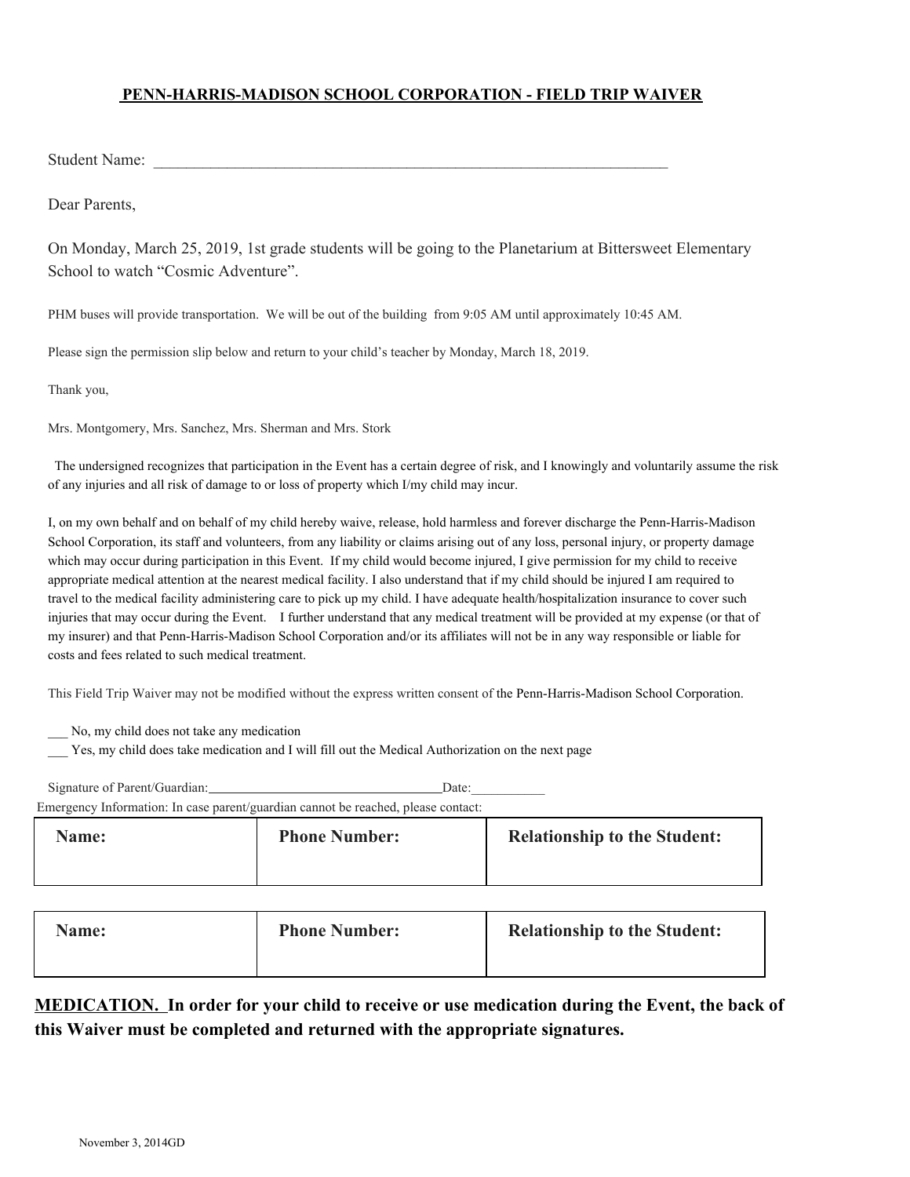## PENN-HARRIS-MADISON SCHOOL CORPORATION - FIELD TRIP WAIVER

Student Name: ___________________________________________________________________

Dear Parents,

On Monday, March 25, 2019, 1st grade students will be going to the Planetarium at Bittersweet Elementary School to watch "Cosmic Adventure".

PHM buses will provide transportation. We will be out of the building from 9:05 AM until approximately 10:45 AM.

Please sign the permission slip below and return to your child's teacher by Monday, March 18, 2019.

Thank you,

Mrs. Montgomery, Mrs. Sanchez, Mrs. Sherman and Mrs. Stork

The undersigned recognizes that participation in the Event has a certain degree of risk, and I knowingly and voluntarily assume the risk of any injuries and all risk of damage to or loss of property which I/my child may incur.

I, on my own behalf and on behalf of my child hereby waive, release, hold harmless and forever discharge the Penn-Harris-Madison School Corporation, its staff and volunteers, from any liability or claims arising out of any loss, personal injury, or property damage which may occur during participation in this Event. If my child would become injured, I give permission for my child to receive appropriate medical attention at the nearest medical facility. I also understand that if my child should be injured I am required to travel to the medical facility administering care to pick up my child. I have adequate health/hospitalization insurance to cover such injuries that may occur during the Event. I further understand that any medical treatment will be provided at my expense (or that of my insurer) and that Penn-Harris-Madison School Corporation and/or its affiliates will not be in any way responsible or liable for costs and fees related to such medical treatment.

This Field Trip Waiver may not be modified without the express written consent of the Penn-Harris-Madison School Corporation.

___ No, my child does not take any medication

___ Yes, my child does take medication and I will fill out the Medical Authorization on the next page

Signature of Parent/Guardian:___________________________________Date:___________

Emergency Information: In case parent/guardian cannot be reached, please contact:

| **Name:** | **Phone Number:** | **Relationship to the Student:** |
|---|---|---|
| | | |

| **Name:** | **Phone Number:** | **Relationship to the Student:** |
|---|---|---|
| | | |

**MEDICATION. In order for your child to receive or use medication during the Event, the back of this Waiver must be completed and returned with the appropriate signatures.**

November 3, 2014GD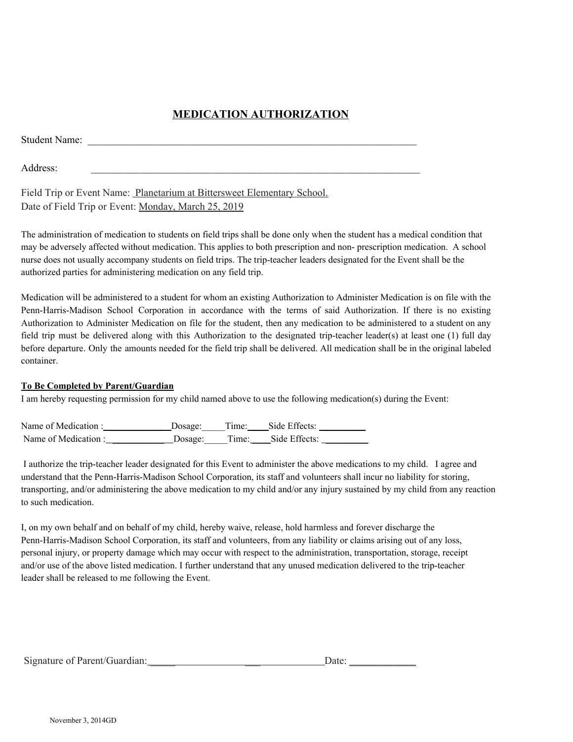## MEDICATION AUTHORIZATION

Student Name: ____________________________________________________________________

Address: ____________________________________________________________________

Field Trip or Event Name: Planetarium at Bittersweet Elementary School.
Date of Field Trip or Event: Monday, March 25, 2019

The administration of medication to students on field trips shall be done only when the student has a medical condition that may be adversely affected without medication. This applies to both prescription and non- prescription medication. A school nurse does not usually accompany students on field trips. The trip-teacher leaders designated for the Event shall be the authorized parties for administering medication on any field trip.

Medication will be administered to a student for whom an existing Authorization to Administer Medication is on file with the Penn-Harris-Madison School Corporation in accordance with the terms of said Authorization. If there is no existing Authorization to Administer Medication on file for the student, then any medication to be administered to a student on any field trip must be delivered along with this Authorization to the designated trip-teacher leader(s) at least one (1) full day before departure. Only the amounts needed for the field trip shall be delivered. All medication shall be in the original labeled container.

**To Be Completed by Parent/Guardian**

I am hereby requesting permission for my child named above to use the following medication(s) during the Event:

Name of Medication :______________Dosage:_____Time:____Side Effects: __________
Name of Medication :______________Dosage:_____Time:____Side Effects: __________

I authorize the trip-teacher leader designated for this Event to administer the above medications to my child. I agree and understand that the Penn-Harris-Madison School Corporation, its staff and volunteers shall incur no liability for storing, transporting, and/or administering the above medication to my child and/or any injury sustained by my child from any reaction to such medication.

I, on my own behalf and on behalf of my child, hereby waive, release, hold harmless and forever discharge the Penn-Harris-Madison School Corporation, its staff and volunteers, from any liability or claims arising out of any loss, personal injury, or property damage which may occur with respect to the administration, transportation, storage, receipt and/or use of the above listed medication. I further understand that any unused medication delivered to the trip-teacher leader shall be released to me following the Event.

Signature of Parent/Guardian:______________________________________Date: _____________

November 3, 2014GD